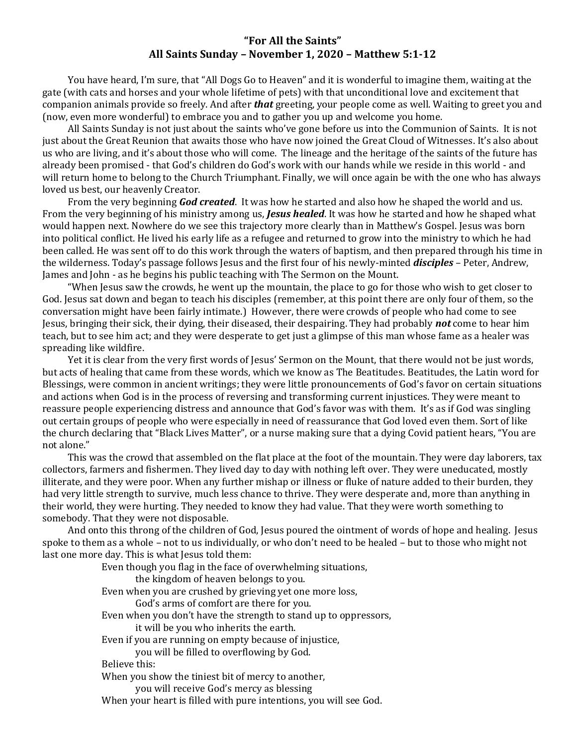# "For All the Saints"
## All Saints Sunday – November 1, 2020 – Matthew 5:1-12

You have heard, I'm sure, that "All Dogs Go to Heaven" and it is wonderful to imagine them, waiting at the gate (with cats and horses and your whole lifetime of pets) with that unconditional love and excitement that companion animals provide so freely. And after ***that*** greeting, your people come as well. Waiting to greet you and (now, even more wonderful) to embrace you and to gather you up and welcome you home.

All Saints Sunday is not just about the saints who've gone before us into the Communion of Saints. It is not just about the Great Reunion that awaits those who have now joined the Great Cloud of Witnesses. It's also about us who are living, and it's about those who will come. The lineage and the heritage of the saints of the future has already been promised - that God's children do God's work with our hands while we reside in this world - and will return home to belong to the Church Triumphant. Finally, we will once again be with the one who has always loved us best, our heavenly Creator.

From the very beginning ***God created***. It was how he started and also how he shaped the world and us. From the very beginning of his ministry among us, ***Jesus healed***. It was how he started and how he shaped what would happen next. Nowhere do we see this trajectory more clearly than in Matthew's Gospel. Jesus was born into political conflict. He lived his early life as a refugee and returned to grow into the ministry to which he had been called. He was sent off to do this work through the waters of baptism, and then prepared through his time in the wilderness. Today's passage follows Jesus and the first four of his newly-minted ***disciples*** – Peter, Andrew, James and John - as he begins his public teaching with The Sermon on the Mount.

"When Jesus saw the crowds, he went up the mountain, the place to go for those who wish to get closer to God. Jesus sat down and began to teach his disciples (remember, at this point there are only four of them, so the conversation might have been fairly intimate.) However, there were crowds of people who had come to see Jesus, bringing their sick, their dying, their diseased, their despairing. They had probably ***not*** come to hear him teach, but to see him act; and they were desperate to get just a glimpse of this man whose fame as a healer was spreading like wildfire.

Yet it is clear from the very first words of Jesus' Sermon on the Mount, that there would not be just words, but acts of healing that came from these words, which we know as The Beatitudes. Beatitudes, the Latin word for Blessings, were common in ancient writings; they were little pronouncements of God's favor on certain situations and actions when God is in the process of reversing and transforming current injustices. They were meant to reassure people experiencing distress and announce that God's favor was with them. It's as if God was singling out certain groups of people who were especially in need of reassurance that God loved even them. Sort of like the church declaring that "Black Lives Matter", or a nurse making sure that a dying Covid patient hears, "You are not alone."

This was the crowd that assembled on the flat place at the foot of the mountain. They were day laborers, tax collectors, farmers and fishermen. They lived day to day with nothing left over. They were uneducated, mostly illiterate, and they were poor. When any further mishap or illness or fluke of nature added to their burden, they had very little strength to survive, much less chance to thrive. They were desperate and, more than anything in their world, they were hurting. They needed to know they had value. That they were worth something to somebody. That they were not disposable.

And onto this throng of the children of God, Jesus poured the ointment of words of hope and healing. Jesus spoke to them as a whole – not to us individually, or who don't need to be healed – but to those who might not last one more day. This is what Jesus told them:

> Even though you flag in the face of overwhelming situations,
> &nbsp;&nbsp;&nbsp;&nbsp;the kingdom of heaven belongs to you.
> Even when you are crushed by grieving yet one more loss,
> &nbsp;&nbsp;&nbsp;&nbsp;God's arms of comfort are there for you.
> Even when you don't have the strength to stand up to oppressors,
> &nbsp;&nbsp;&nbsp;&nbsp;it will be you who inherits the earth.
> Even if you are running on empty because of injustice,
> &nbsp;&nbsp;&nbsp;&nbsp;you will be filled to overflowing by God.
> Believe this:
> When you show the tiniest bit of mercy to another,
> &nbsp;&nbsp;&nbsp;&nbsp;you will receive God's mercy as blessing
> When your heart is filled with pure intentions, you will see God.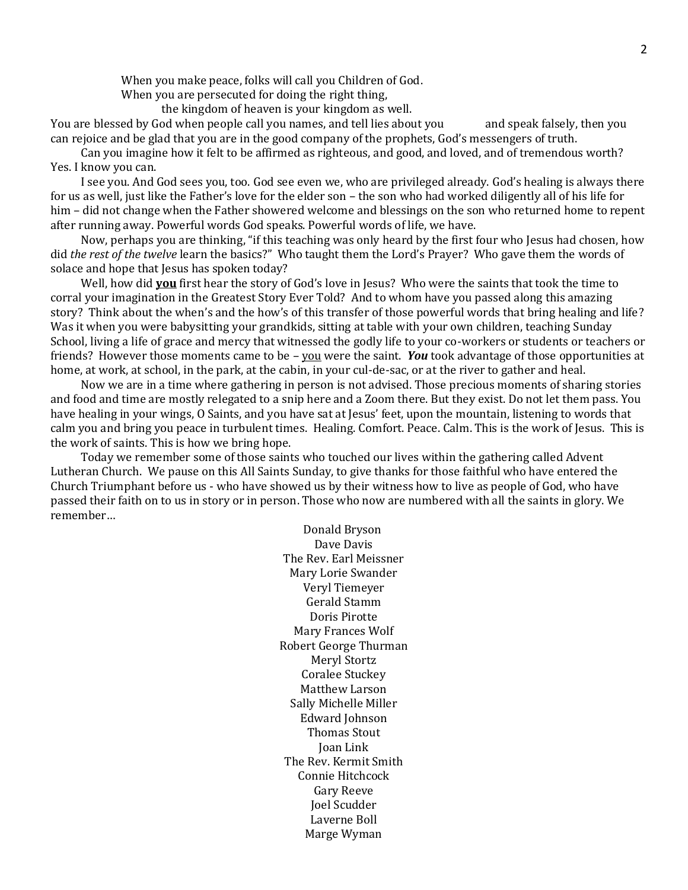When you make peace, folks will call you Children of God.
When you are persecuted for doing the right thing,
the kingdom of heaven is your kingdom as well.

You are blessed by God when people call you names, and tell lies about you and speak falsely, then you can rejoice and be glad that you are in the good company of the prophets, God's messengers of truth.

Can you imagine how it felt to be affirmed as righteous, and good, and loved, and of tremendous worth? Yes. I know you can.

I see you. And God sees you, too. God see even we, who are privileged already. God's healing is always there for us as well, just like the Father's love for the elder son – the son who had worked diligently all of his life for him – did not change when the Father showered welcome and blessings on the son who returned home to repent after running away. Powerful words God speaks. Powerful words of life, we have.

Now, perhaps you are thinking, "if this teaching was only heard by the first four who Jesus had chosen, how did *the rest of the twelve* learn the basics?" Who taught them the Lord's Prayer? Who gave them the words of solace and hope that Jesus has spoken today?

Well, how did **<u>you</u>** first hear the story of God's love in Jesus? Who were the saints that took the time to corral your imagination in the Greatest Story Ever Told? And to whom have you passed along this amazing story? Think about the when's and the how's of this transfer of those powerful words that bring healing and life? Was it when you were babysitting your grandkids, sitting at table with your own children, teaching Sunday School, living a life of grace and mercy that witnessed the godly life to your co-workers or students or teachers or friends? However those moments came to be – <u>you</u> were the saint. ***You*** took advantage of those opportunities at home, at work, at school, in the park, at the cabin, in your cul-de-sac, or at the river to gather and heal.

Now we are in a time where gathering in person is not advised. Those precious moments of sharing stories and food and time are mostly relegated to a snip here and a Zoom there. But they exist. Do not let them pass. You have healing in your wings, O Saints, and you have sat at Jesus' feet, upon the mountain, listening to words that calm you and bring you peace in turbulent times. Healing. Comfort. Peace. Calm. This is the work of Jesus. This is the work of saints. This is how we bring hope.

Today we remember some of those saints who touched our lives within the gathering called Advent Lutheran Church. We pause on this All Saints Sunday, to give thanks for those faithful who have entered the Church Triumphant before us - who have showed us by their witness how to live as people of God, who have passed their faith on to us in story or in person. Those who now are numbered with all the saints in glory. We remember…

Donald Bryson
Dave Davis
The Rev. Earl Meissner
Mary Lorie Swander
Veryl Tiemeyer
Gerald Stamm
Doris Pirotte
Mary Frances Wolf
Robert George Thurman
Meryl Stortz
Coralee Stuckey
Matthew Larson
Sally Michelle Miller
Edward Johnson
Thomas Stout
Joan Link
The Rev. Kermit Smith
Connie Hitchcock
Gary Reeve
Joel Scudder
Laverne Boll
Marge Wyman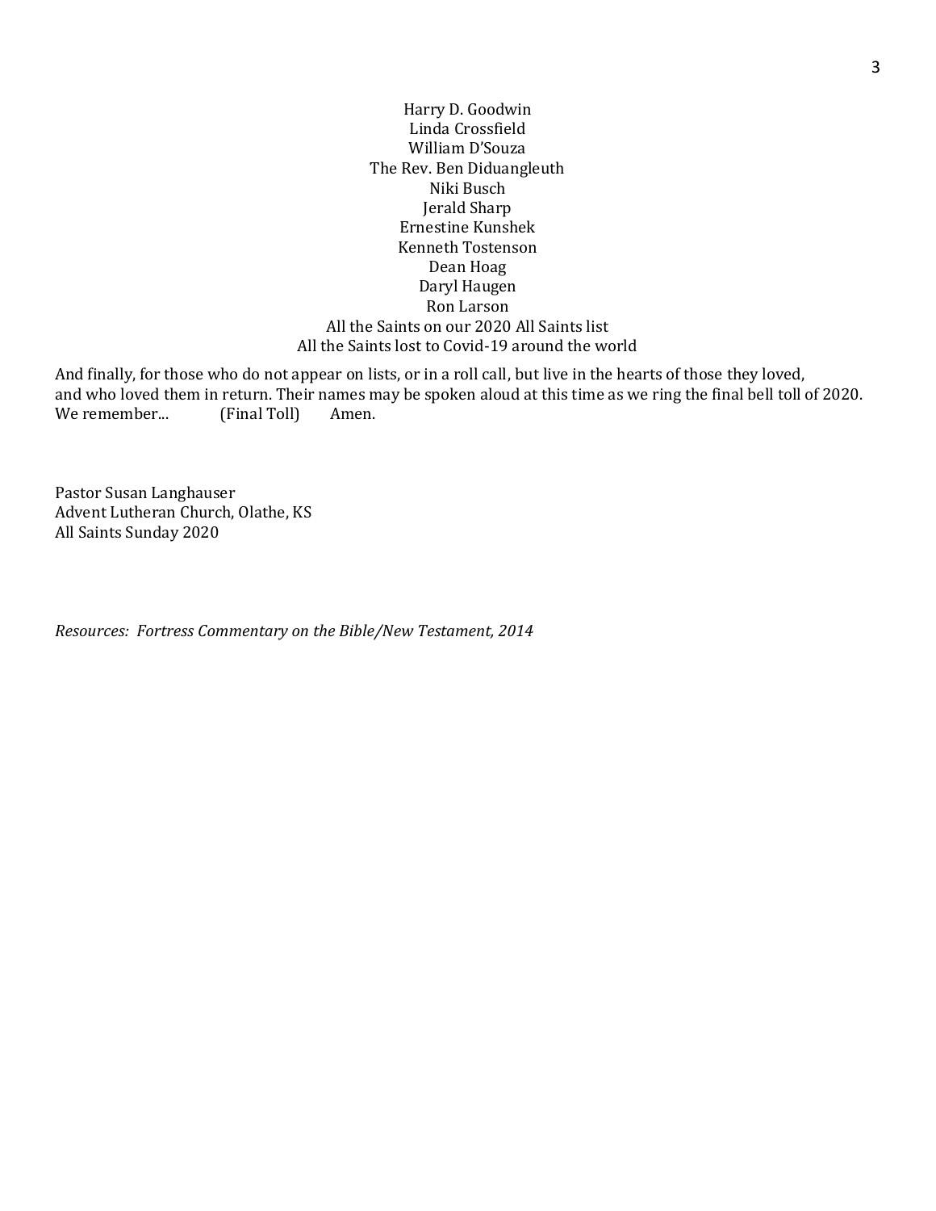Harry D. Goodwin  
Linda Crossfield  
William D'Souza  
The Rev. Ben Diduangleuth  
Niki Busch  
Jerald Sharp  
Ernestine Kunshek  
Kenneth Tostenson  
Dean Hoag  
Daryl Haugen  
Ron Larson  
All the Saints on our 2020 All Saints list  
All the Saints lost to Covid-19 around the world

And finally, for those who do not appear on lists, or in a roll call, but live in the hearts of those they loved, and who loved them in return. Their names may be spoken aloud at this time as we ring the final bell toll of 2020.  
We remember...  (Final Toll)  Amen.

Pastor Susan Langhauser  
Advent Lutheran Church, Olathe, KS  
All Saints Sunday 2020

*Resources: Fortress Commentary on the Bible/New Testament, 2014*